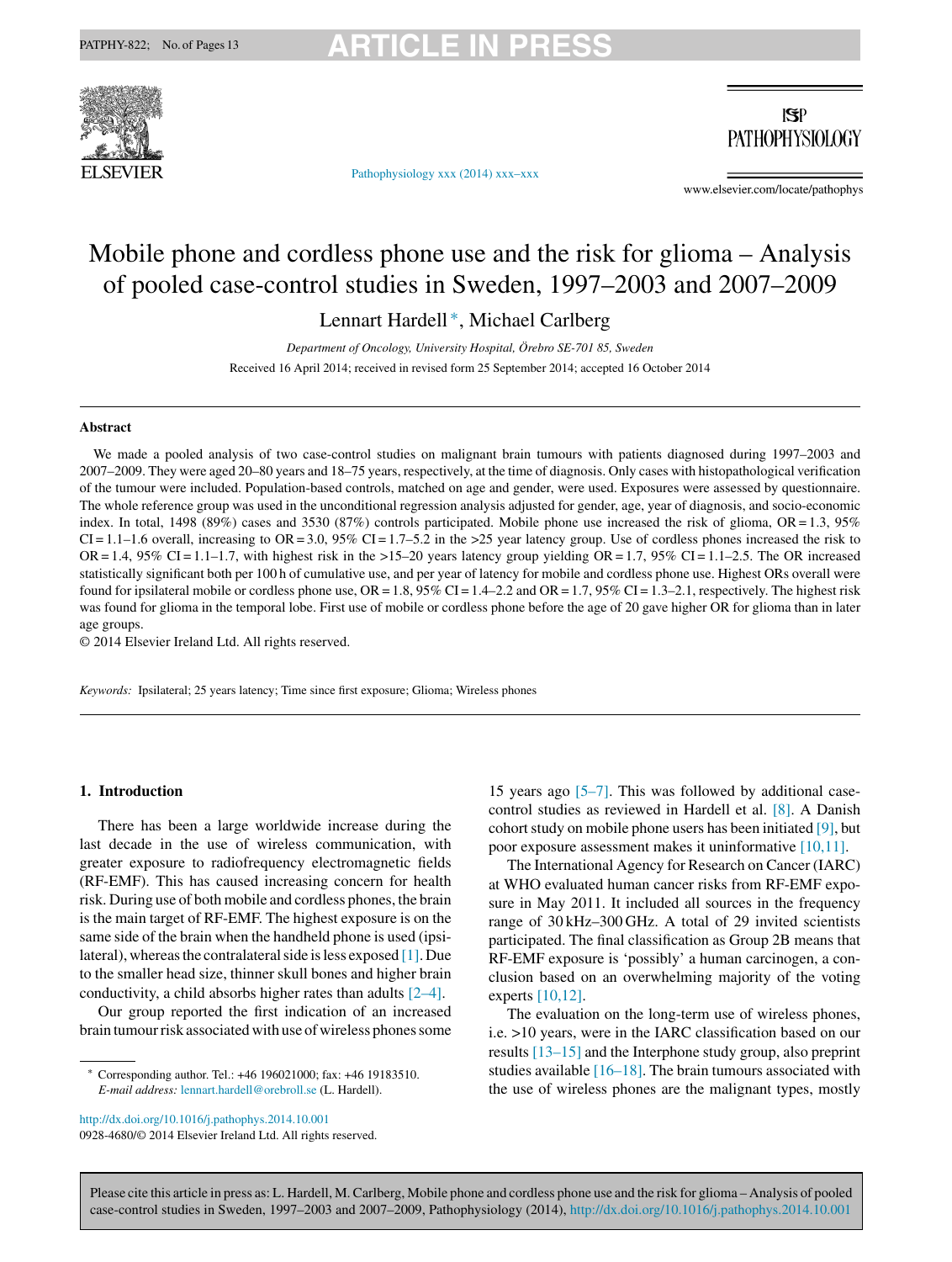# Mobile phone and cordless phone use and the risk for glioma – Analysis of pooled case-control studies in Sweden, 1997–2003 and 2007–2009

Lennart Hardell*, Michael Carlberg

*Department of Oncology, University Hospital, Örebro SE-701 85, Sweden*

Received 16 April 2014; received in revised form 25 September 2014; accepted 16 October 2014

## Abstract

We made a pooled analysis of two case-control studies on malignant brain tumours with patients diagnosed during 1997–2003 and 2007–2009. They were aged 20–80 years and 18–75 years, respectively, at the time of diagnosis. Only cases with histopathological verification of the tumour were included. Population-based controls, matched on age and gender, were used. Exposures were assessed by questionnaire. The whole reference group was used in the unconditional regression analysis adjusted for gender, age, year of diagnosis, and socio-economic index. In total, 1498 (89%) cases and 3530 (87%) controls participated. Mobile phone use increased the risk of glioma, OR = 1.3, 95% CI = 1.1–1.6 overall, increasing to OR = 3.0, 95% CI = 1.7–5.2 in the >25 year latency group. Use of cordless phones increased the risk to OR = 1.4, 95% CI = 1.1–1.7, with highest risk in the >15–20 years latency group yielding OR = 1.7, 95% CI = 1.1–2.5. The OR increased statistically significant both per 100 h of cumulative use, and per year of latency for mobile and cordless phone use. Highest ORs overall were found for ipsilateral mobile or cordless phone use, OR = 1.8, 95% CI = 1.4–2.2 and OR = 1.7, 95% CI = 1.3–2.1, respectively. The highest risk was found for glioma in the temporal lobe. First use of mobile or cordless phone before the age of 20 gave higher OR for glioma than in later age groups.

© 2014 Elsevier Ireland Ltd. All rights reserved.

*Keywords:* Ipsilateral; 25 years latency; Time since first exposure; Glioma; Wireless phones

## 1. Introduction

There has been a large worldwide increase during the last decade in the use of wireless communication, with greater exposure to radiofrequency electromagnetic fields (RF-EMF). This has caused increasing concern for health risk. During use of both mobile and cordless phones, the brain is the main target of RF-EMF. The highest exposure is on the same side of the brain when the handheld phone is used (ipsilateral), whereas the contralateral side is less exposed [1]. Due to the smaller head size, thinner skull bones and higher brain conductivity, a child absorbs higher rates than adults [2–4].

Our group reported the first indication of an increased brain tumour risk associated with use of wireless phones some 15 years ago [5–7]. This was followed by additional case-control studies as reviewed in Hardell et al. [8]. A Danish cohort study on mobile phone users has been initiated [9], but poor exposure assessment makes it uninformative [10,11].

The International Agency for Research on Cancer (IARC) at WHO evaluated human cancer risks from RF-EMF exposure in May 2011. It included all sources in the frequency range of 30 kHz–300 GHz. A total of 29 invited scientists participated. The final classification as Group 2B means that RF-EMF exposure is 'possibly' a human carcinogen, a conclusion based on an overwhelming majority of the voting experts [10,12].

The evaluation on the long-term use of wireless phones, i.e. >10 years, were in the IARC classification based on our results [13–15] and the Interphone study group, also preprint studies available [16–18]. The brain tumours associated with the use of wireless phones are the malignant types, mostly

* Corresponding author. Tel.: +46 196021000; fax: +46 19183510. *E-mail address:* lennart.hardell@orebroll.se (L. Hardell).

http://dx.doi.org/10.1016/j.pathophys.2014.10.001
0928-4680/© 2014 Elsevier Ireland Ltd. All rights reserved.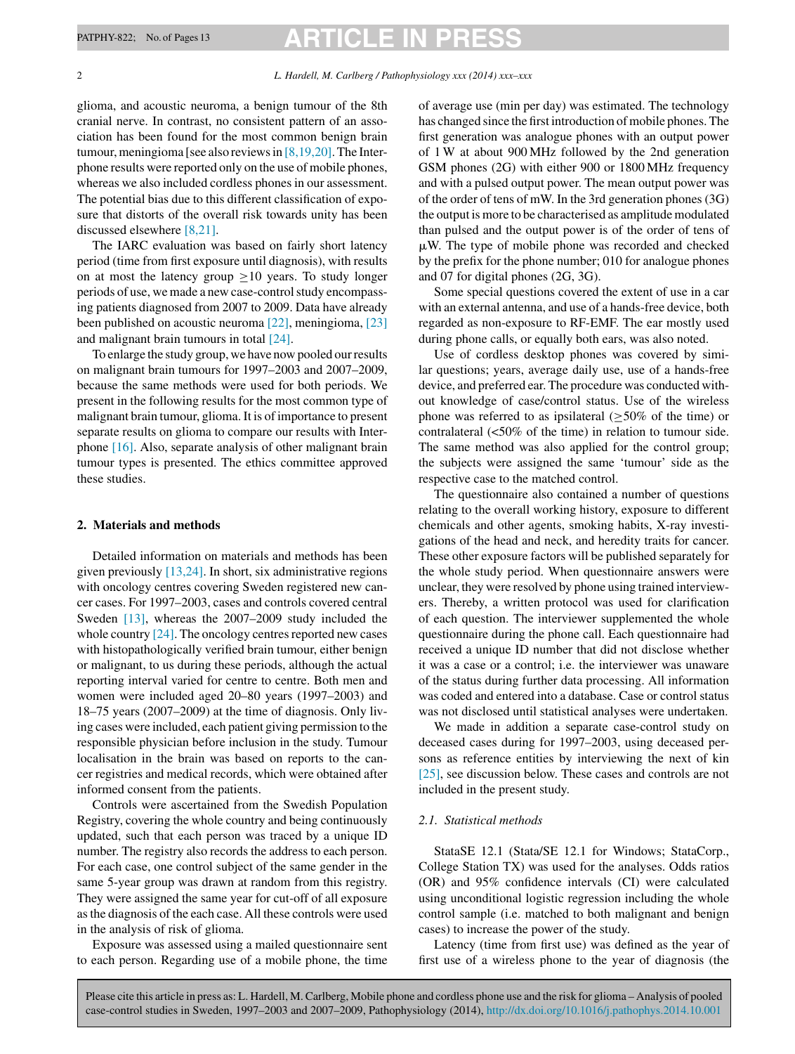glioma, and acoustic neuroma, a benign tumour of the 8th cranial nerve. In contrast, no consistent pattern of an association has been found for the most common benign brain tumour, meningioma [see also reviews in [8,19,20]. The Interphone results were reported only on the use of mobile phones, whereas we also included cordless phones in our assessment. The potential bias due to this different classification of exposure that distorts of the overall risk towards unity has been discussed elsewhere [8,21].

The IARC evaluation was based on fairly short latency period (time from first exposure until diagnosis), with results on at most the latency group ≥10 years. To study longer periods of use, we made a new case-control study encompassing patients diagnosed from 2007 to 2009. Data have already been published on acoustic neuroma [22], meningioma, [23] and malignant brain tumours in total [24].

To enlarge the study group, we have now pooled our results on malignant brain tumours for 1997–2003 and 2007–2009, because the same methods were used for both periods. We present in the following results for the most common type of malignant brain tumour, glioma. It is of importance to present separate results on glioma to compare our results with Interphone [16]. Also, separate analysis of other malignant brain tumour types is presented. The ethics committee approved these studies.

## 2. Materials and methods

Detailed information on materials and methods has been given previously [13,24]. In short, six administrative regions with oncology centres covering Sweden registered new cancer cases. For 1997–2003, cases and controls covered central Sweden [13], whereas the 2007–2009 study included the whole country [24]. The oncology centres reported new cases with histopathologically verified brain tumour, either benign or malignant, to us during these periods, although the actual reporting interval varied for centre to centre. Both men and women were included aged 20–80 years (1997–2003) and 18–75 years (2007–2009) at the time of diagnosis. Only living cases were included, each patient giving permission to the responsible physician before inclusion in the study. Tumour localisation in the brain was based on reports to the cancer registries and medical records, which were obtained after informed consent from the patients.

Controls were ascertained from the Swedish Population Registry, covering the whole country and being continuously updated, such that each person was traced by a unique ID number. The registry also records the address to each person. For each case, one control subject of the same gender in the same 5-year group was drawn at random from this registry. They were assigned the same year for cut-off of all exposure as the diagnosis of the each case. All these controls were used in the analysis of risk of glioma.

Exposure was assessed using a mailed questionnaire sent to each person. Regarding use of a mobile phone, the time of average use (min per day) was estimated. The technology has changed since the first introduction of mobile phones. The first generation was analogue phones with an output power of 1 W at about 900 MHz followed by the 2nd generation GSM phones (2G) with either 900 or 1800 MHz frequency and with a pulsed output power. The mean output power was of the order of tens of mW. In the 3rd generation phones (3G) the output is more to be characterised as amplitude modulated than pulsed and the output power is of the order of tens of μW. The type of mobile phone was recorded and checked by the prefix for the phone number; 010 for analogue phones and 07 for digital phones (2G, 3G).

Some special questions covered the extent of use in a car with an external antenna, and use of a hands-free device, both regarded as non-exposure to RF-EMF. The ear mostly used during phone calls, or equally both ears, was also noted.

Use of cordless desktop phones was covered by similar questions; years, average daily use, use of a hands-free device, and preferred ear. The procedure was conducted without knowledge of case/control status. Use of the wireless phone was referred to as ipsilateral (≥50% of the time) or contralateral (<50% of the time) in relation to tumour side. The same method was also applied for the control group; the subjects were assigned the same 'tumour' side as the respective case to the matched control.

The questionnaire also contained a number of questions relating to the overall working history, exposure to different chemicals and other agents, smoking habits, X-ray investigations of the head and neck, and heredity traits for cancer. These other exposure factors will be published separately for the whole study period. When questionnaire answers were unclear, they were resolved by phone using trained interviewers. Thereby, a written protocol was used for clarification of each question. The interviewer supplemented the whole questionnaire during the phone call. Each questionnaire had received a unique ID number that did not disclose whether it was a case or a control; i.e. the interviewer was unaware of the status during further data processing. All information was coded and entered into a database. Case or control status was not disclosed until statistical analyses were undertaken.

We made in addition a separate case-control study on deceased cases during for 1997–2003, using deceased persons as reference entities by interviewing the next of kin [25], see discussion below. These cases and controls are not included in the present study.

### 2.1. Statistical methods

StataSE 12.1 (Stata/SE 12.1 for Windows; StataCorp., College Station TX) was used for the analyses. Odds ratios (OR) and 95% confidence intervals (CI) were calculated using unconditional logistic regression including the whole control sample (i.e. matched to both malignant and benign cases) to increase the power of the study.

Latency (time from first use) was defined as the year of first use of a wireless phone to the year of diagnosis (the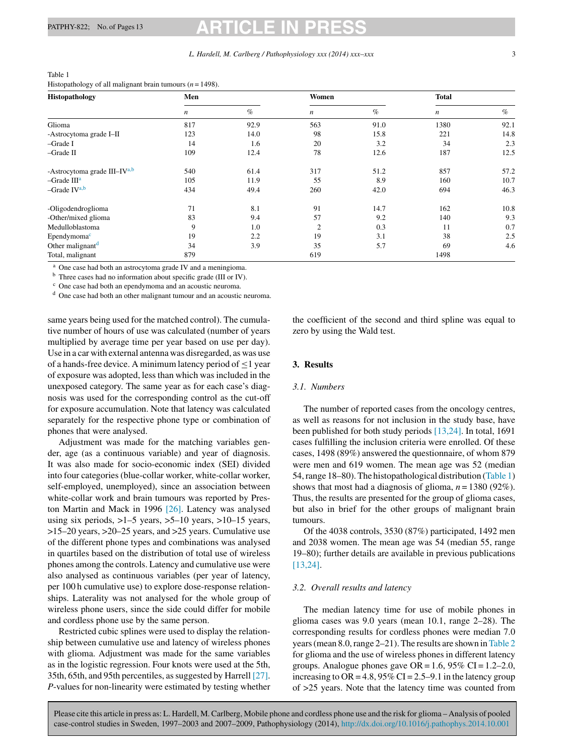Table 1
Histopathology of all malignant brain tumours ($n = 1498$).

| Histopathology | Men | | Women | | Total | |
|---|---|---|---|---|---|---|
| | $n$ | % | $n$ | % | $n$ | % |
| Glioma | 817 | 92.9 | 563 | 91.0 | 1380 | 92.1 |
| -Astrocytoma grade I–II | 123 | 14.0 | 98 | 15.8 | 221 | 14.8 |
| –Grade I | 14 | 1.6 | 20 | 3.2 | 34 | 2.3 |
| –Grade II | 109 | 12.4 | 78 | 12.6 | 187 | 12.5 |
| -Astrocytoma grade III–IV[a,b] | 540 | 61.4 | 317 | 51.2 | 857 | 57.2 |
| –Grade III[a] | 105 | 11.9 | 55 | 8.9 | 160 | 10.7 |
| –Grade IV[a,b] | 434 | 49.4 | 260 | 42.0 | 694 | 46.3 |
| -Oligodendroglioma | 71 | 8.1 | 91 | 14.7 | 162 | 10.8 |
| -Other/mixed glioma | 83 | 9.4 | 57 | 9.2 | 140 | 9.3 |
| Medulloblastoma | 9 | 1.0 | 2 | 0.3 | 11 | 0.7 |
| Ependymoma[c] | 19 | 2.2 | 19 | 3.1 | 38 | 2.5 |
| Other malignant[d] | 34 | 3.9 | 35 | 5.7 | 69 | 4.6 |
| Total, malignant | 879 | | 619 | | 1498 | |

[a] One case had both an astrocytoma grade IV and a meningioma.
[b] Three cases had no information about specific grade (III or IV).
[c] One case had both an ependymoma and an acoustic neuroma.
[d] One case had both an other malignant tumour and an acoustic neuroma.

same years being used for the matched control). The cumulative number of hours of use was calculated (number of years multiplied by average time per year based on use per day). Use in a car with external antenna was disregarded, as was use of a hands-free device. A minimum latency period of ≤1 year of exposure was adopted, less than which was included in the unexposed category. The same year as for each case's diagnosis was used for the corresponding control as the cut-off for exposure accumulation. Note that latency was calculated separately for the respective phone type or combination of phones that were analysed.

Adjustment was made for the matching variables gender, age (as a continuous variable) and year of diagnosis. It was also made for socio-economic index (SEI) divided into four categories (blue-collar worker, white-collar worker, self-employed, unemployed), since an association between white-collar work and brain tumours was reported by Preston Martin and Mack in 1996 [26]. Latency was analysed using six periods, >1–5 years, >5–10 years, >10–15 years, >15–20 years, >20–25 years, and >25 years. Cumulative use of the different phone types and combinations was analysed in quartiles based on the distribution of total use of wireless phones among the controls. Latency and cumulative use were also analysed as continuous variables (per year of latency, per 100 h cumulative use) to explore dose-response relationships. Laterality was not analysed for the whole group of wireless phone users, since the side could differ for mobile and cordless phone use by the same person.

Restricted cubic splines were used to display the relationship between cumulative use and latency of wireless phones with glioma. Adjustment was made for the same variables as in the logistic regression. Four knots were used at the 5th, 35th, 65th, and 95th percentiles, as suggested by Harrell [27]. *P*-values for non-linearity were estimated by testing whether the coefficient of the second and third spline was equal to zero by using the Wald test.

## 3. Results

### 3.1. Numbers

The number of reported cases from the oncology centres, as well as reasons for not inclusion in the study base, have been published for both study periods [13,24]. In total, 1691 cases fulfilling the inclusion criteria were enrolled. Of these cases, 1498 (89%) answered the questionnaire, of whom 879 were men and 619 women. The mean age was 52 (median 54, range 18–80). The histopathological distribution (Table 1) shows that most had a diagnosis of glioma, $n = 1380$ (92%). Thus, the results are presented for the group of glioma cases, but also in brief for the other groups of malignant brain tumours.

Of the 4038 controls, 3530 (87%) participated, 1492 men and 2038 women. The mean age was 54 (median 55, range 19–80); further details are available in previous publications [13,24].

### 3.2. Overall results and latency

The median latency time for use of mobile phones in glioma cases was 9.0 years (mean 10.1, range 2–28). The corresponding results for cordless phones were median 7.0 years (mean 8.0, range 2–21). The results are shown in Table 2 for glioma and the use of wireless phones in different latency groups. Analogue phones gave OR = 1.6, 95% CI = 1.2–2.0, increasing to OR = 4.8, 95% CI = 2.5–9.1 in the latency group of >25 years. Note that the latency time was counted from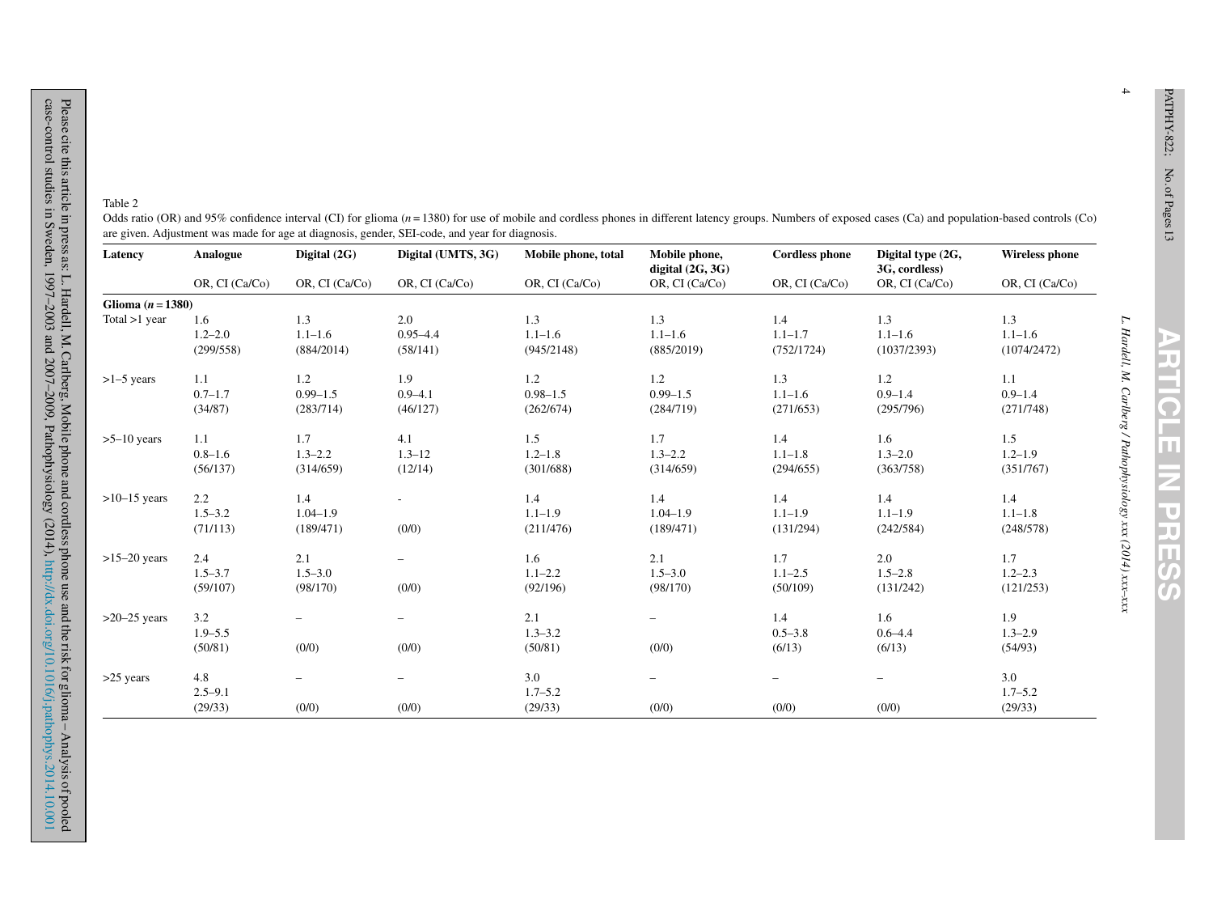Table 2

Odds ratio (OR) and 95% confidence interval (CI) for glioma ($n = 1380$) for use of mobile and cordless phones in different latency groups. Numbers of exposed cases (Ca) and population-based controls (Co) are given. Adjustment was made for age at diagnosis, gender, SEI-code, and year for diagnosis.

| Latency | Analogue | Digital (2G) | Digital (UMTS, 3G) | Mobile phone, total | Mobile phone, digital (2G, 3G) | Cordless phone | Digital type (2G, 3G, cordless) | Wireless phone |
|---|---|---|---|---|---|---|---|---|
| | OR, CI (Ca/Co) | OR, CI (Ca/Co) | OR, CI (Ca/Co) | OR, CI (Ca/Co) | OR, CI (Ca/Co) | OR, CI (Ca/Co) | OR, CI (Ca/Co) | OR, CI (Ca/Co) |
| **Glioma ($n = 1380$)** | | | | | | | | |
| Total >1 year | 1.6<br>1.2–2.0<br>(299/558) | 1.3<br>1.1–1.6<br>(884/2014) | 2.0<br>0.95–4.4<br>(58/141) | 1.3<br>1.1–1.6<br>(945/2148) | 1.3<br>1.1–1.6<br>(885/2019) | 1.4<br>1.1–1.7<br>(752/1724) | 1.3<br>1.1–1.6<br>(1037/2393) | 1.3<br>1.1–1.6<br>(1074/2472) |
| >1–5 years | 1.1<br>0.7–1.7<br>(34/87) | 1.2<br>0.99–1.5<br>(283/714) | 1.9<br>0.9–4.1<br>(46/127) | 1.2<br>0.98–1.5<br>(262/674) | 1.2<br>0.99–1.5<br>(284/719) | 1.3<br>1.1–1.6<br>(271/653) | 1.2<br>0.9–1.4<br>(295/796) | 1.1<br>0.9–1.4<br>(271/748) |
| >5–10 years | 1.1<br>0.8–1.6<br>(56/137) | 1.7<br>1.3–2.2<br>(314/659) | 4.1<br>1.3–12<br>(12/14) | 1.5<br>1.2–1.8<br>(301/688) | 1.7<br>1.3–2.2<br>(314/659) | 1.4<br>1.1–1.8<br>(294/655) | 1.6<br>1.3–2.0<br>(363/758) | 1.5<br>1.2–1.9<br>(351/767) |
| >10–15 years | 2.2<br>1.5–3.2<br>(71/113) | 1.4<br>1.04–1.9<br>(189/471) | -<br><br>(0/0) | 1.4<br>1.1–1.9<br>(211/476) | 1.4<br>1.04–1.9<br>(189/471) | 1.4<br>1.1–1.9<br>(131/294) | 1.4<br>1.1–1.9<br>(242/584) | 1.4<br>1.1–1.8<br>(248/578) |
| >15–20 years | 2.4<br>1.5–3.7<br>(59/107) | 2.1<br>1.5–3.0<br>(98/170) | –<br><br>(0/0) | 1.6<br>1.1–2.2<br>(92/196) | 2.1<br>1.5–3.0<br>(98/170) | 1.7<br>1.1–2.5<br>(50/109) | 2.0<br>1.5–2.8<br>(131/242) | 1.7<br>1.2–2.3<br>(121/253) |
| >20–25 years | 3.2<br>1.9–5.5<br>(50/81) | –<br><br>(0/0) | –<br><br>(0/0) | 2.1<br>1.3–3.2<br>(50/81) | –<br><br>(0/0) | 1.4<br>0.5–3.8<br>(6/13) | 1.6<br>0.6–4.4<br>(6/13) | 1.9<br>1.3–2.9<br>(54/93) |
| >25 years | 4.8<br>2.5–9.1<br>(29/33) | –<br><br>(0/0) | –<br><br>(0/0) | 3.0<br>1.7–5.2<br>(29/33) | –<br><br>(0/0) | –<br><br>(0/0) | –<br><br>(0/0) | 3.0<br>1.7–5.2<br>(29/33) |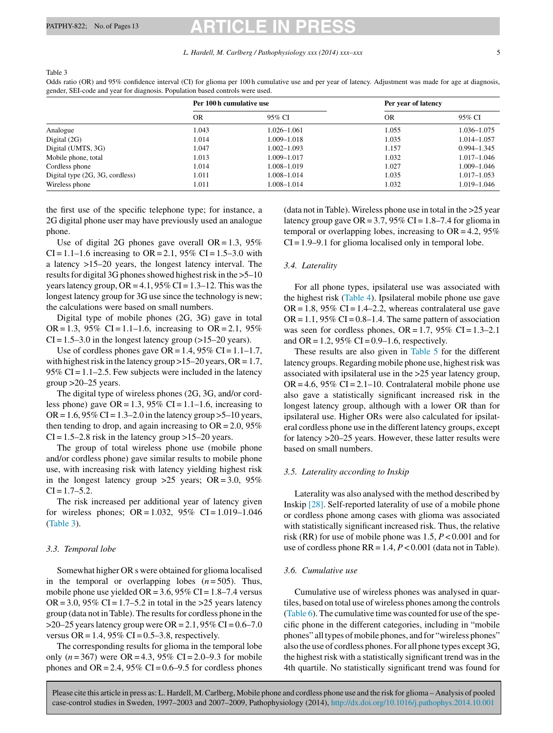Table 3

Odds ratio (OR) and 95% confidence interval (CI) for glioma per 100 h cumulative use and per year of latency. Adjustment was made for age at diagnosis, gender, SEI-code and year for diagnosis. Population based controls were used.

| | Per 100 h cumulative use | | Per year of latency | |
|---|---|---|---|---|
| | OR | 95% CI | OR | 95% CI |
| Analogue | 1.043 | 1.026–1.061 | 1.055 | 1.036–1.075 |
| Digital (2G) | 1.014 | 1.009–1.018 | 1.035 | 1.014–1.057 |
| Digital (UMTS, 3G) | 1.047 | 1.002–1.093 | 1.157 | 0.994–1.345 |
| Mobile phone, total | 1.013 | 1.009–1.017 | 1.032 | 1.017–1.046 |
| Cordless phone | 1.014 | 1.008–1.019 | 1.027 | 1.009–1.046 |
| Digital type (2G, 3G, cordless) | 1.011 | 1.008–1.014 | 1.035 | 1.017–1.053 |
| Wireless phone | 1.011 | 1.008–1.014 | 1.032 | 1.019–1.046 |

the first use of the specific telephone type; for instance, a 2G digital phone user may have previously used an analogue phone.

Use of digital 2G phones gave overall OR = 1.3, 95% CI = 1.1–1.6 increasing to OR = 2.1, 95% CI = 1.5–3.0 with a latency >15–20 years, the longest latency interval. The results for digital 3G phones showed highest risk in the >5–10 years latency group, OR = 4.1, 95% CI = 1.3–12. This was the longest latency group for 3G use since the technology is new; the calculations were based on small numbers.

Digital type of mobile phones (2G, 3G) gave in total OR = 1.3, 95% CI = 1.1–1.6, increasing to OR = 2.1, 95% CI = 1.5–3.0 in the longest latency group (>15–20 years).

Use of cordless phones gave OR = 1.4, 95% CI = 1.1–1.7, with highest risk in the latency group >15–20 years, OR = 1.7, 95% CI = 1.1–2.5. Few subjects were included in the latency group >20–25 years.

The digital type of wireless phones (2G, 3G, and/or cordless phone) gave OR = 1.3, 95% CI = 1.1–1.6, increasing to OR = 1.6, 95% CI = 1.3–2.0 in the latency group >5–10 years, then tending to drop, and again increasing to OR = 2.0, 95% CI = 1.5–2.8 risk in the latency group >15–20 years.

The group of total wireless phone use (mobile phone and/or cordless phone) gave similar results to mobile phone use, with increasing risk with latency yielding highest risk in the longest latency group >25 years; OR = 3.0, 95% CI = 1.7–5.2.

The risk increased per additional year of latency given for wireless phones; OR = 1.032, 95% CI = 1.019–1.046 (Table 3).

### 3.3. Temporal lobe

Somewhat higher OR s were obtained for glioma localised in the temporal or overlapping lobes ($n = 505$). Thus, mobile phone use yielded OR = 3.6, 95% CI = 1.8–7.4 versus OR = 3.0, 95% CI = 1.7–5.2 in total in the >25 years latency group (data not in Table). The results for cordless phone in the >20–25 years latency group were OR = 2.1, 95% CI = 0.6–7.0 versus OR = 1.4, 95% CI = 0.5–3.8, respectively.

The corresponding results for glioma in the temporal lobe only ($n = 367$) were OR = 4.3, 95% CI = 2.0–9.3 for mobile phones and OR = 2.4, 95% CI = 0.6–9.5 for cordless phones (data not in Table). Wireless phone use in total in the >25 year latency group gave OR = 3.7, 95% CI = 1.8–7.4 for glioma in temporal or overlapping lobes, increasing to OR = 4.2, 95% CI = 1.9–9.1 for glioma localised only in temporal lobe.

### 3.4. Laterality

For all phone types, ipsilateral use was associated with the highest risk (Table 4). Ipsilateral mobile phone use gave OR = 1.8, 95% CI = 1.4–2.2, whereas contralateral use gave OR = 1.1, 95% CI = 0.8–1.4. The same pattern of association was seen for cordless phones, OR = 1.7, 95% CI = 1.3–2.1 and OR = 1.2, 95% CI = 0.9–1.6, respectively.

These results are also given in Table 5 for the different latency groups. Regarding mobile phone use, highest risk was associated with ipsilateral use in the >25 year latency group, OR = 4.6, 95% CI = 2.1–10. Contralateral mobile phone use also gave a statistically significant increased risk in the longest latency group, although with a lower OR than for ipsilateral use. Higher ORs were also calculated for ipsilateral cordless phone use in the different latency groups, except for latency >20–25 years. However, these latter results were based on small numbers.

### 3.5. Laterality according to Inskip

Laterality was also analysed with the method described by Inskip [28]. Self-reported laterality of use of a mobile phone or cordless phone among cases with glioma was associated with statistically significant increased risk. Thus, the relative risk (RR) for use of mobile phone was 1.5, $P < 0.001$ and for use of cordless phone RR = 1.4, $P < 0.001$ (data not in Table).

### 3.6. Cumulative use

Cumulative use of wireless phones was analysed in quartiles, based on total use of wireless phones among the controls (Table 6). The cumulative time was counted for use of the specific phone in the different categories, including in "mobile phones" all types of mobile phones, and for "wireless phones" also the use of cordless phones. For all phone types except 3G, the highest risk with a statistically significant trend was in the 4th quartile. No statistically significant trend was found for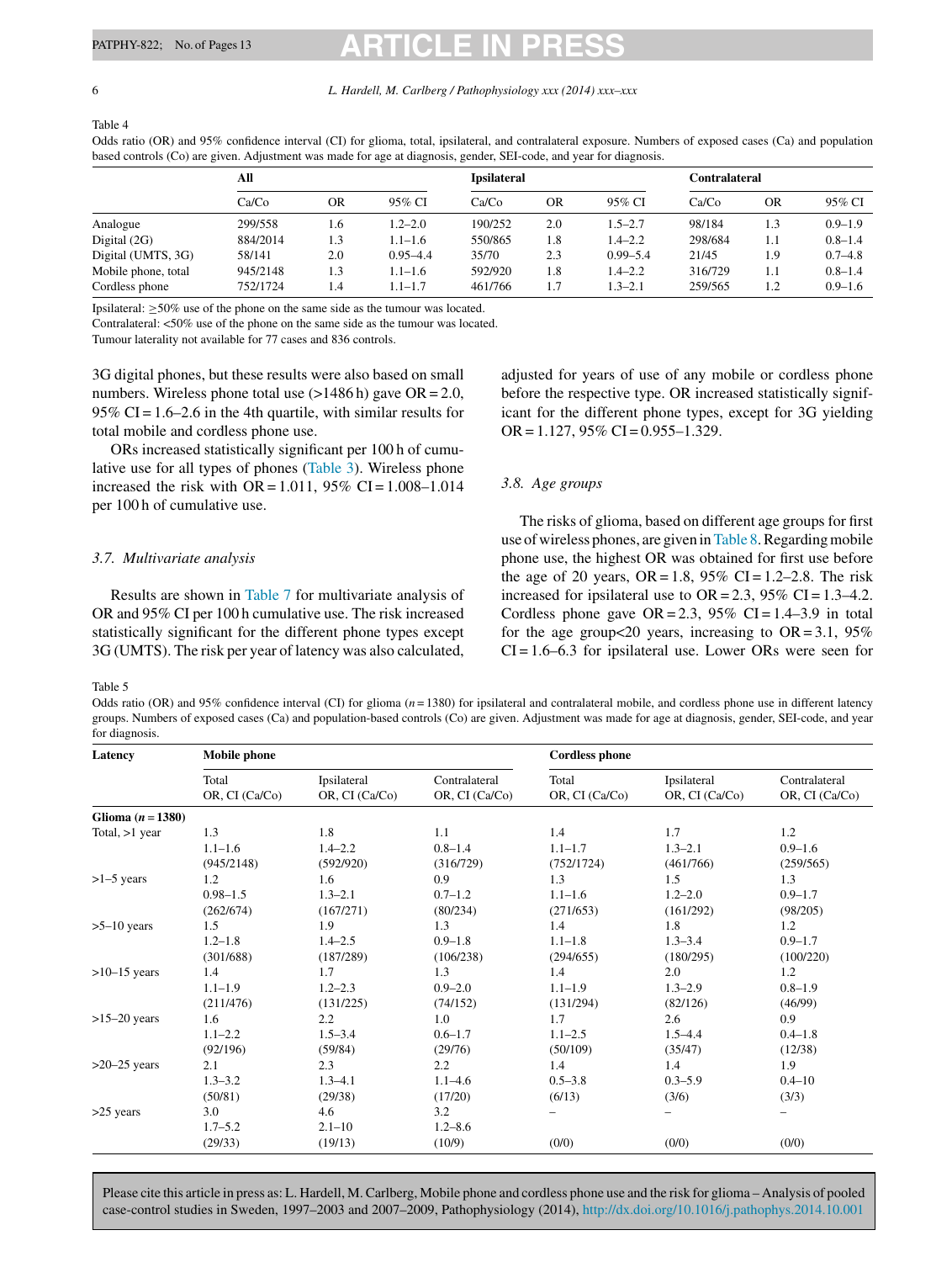Table 4
Odds ratio (OR) and 95% confidence interval (CI) for glioma, total, ipsilateral, and contralateral exposure. Numbers of exposed cases (Ca) and population based controls (Co) are given. Adjustment was made for age at diagnosis, gender, SEI-code, and year for diagnosis.

| | All | | | Ipsilateral | | | Contralateral | | |
|---|---|---|---|---|---|---|---|---|---|
| | Ca/Co | OR | 95% CI | Ca/Co | OR | 95% CI | Ca/Co | OR | 95% CI |
| Analogue | 299/558 | 1.6 | 1.2–2.0 | 190/252 | 2.0 | 1.5–2.7 | 98/184 | 1.3 | 0.9–1.9 |
| Digital (2G) | 884/2014 | 1.3 | 1.1–1.6 | 550/865 | 1.8 | 1.4–2.2 | 298/684 | 1.1 | 0.8–1.4 |
| Digital (UMTS, 3G) | 58/141 | 2.0 | 0.95–4.4 | 35/70 | 2.3 | 0.99–5.4 | 21/45 | 1.9 | 0.7–4.8 |
| Mobile phone, total | 945/2148 | 1.3 | 1.1–1.6 | 592/920 | 1.8 | 1.4–2.2 | 316/729 | 1.1 | 0.8–1.4 |
| Cordless phone | 752/1724 | 1.4 | 1.1–1.7 | 461/766 | 1.7 | 1.3–2.1 | 259/565 | 1.2 | 0.9–1.6 |

Ipsilateral: ≥50% use of the phone on the same side as the tumour was located.
Contralateral: <50% use of the phone on the same side as the tumour was located.
Tumour laterality not available for 77 cases and 836 controls.

3G digital phones, but these results were also based on small numbers. Wireless phone total use (>1486 h) gave OR = 2.0, 95% CI = 1.6–2.6 in the 4th quartile, with similar results for total mobile and cordless phone use.

ORs increased statistically significant per 100 h of cumulative use for all types of phones (Table 3). Wireless phone increased the risk with OR = 1.011, 95% CI = 1.008–1.014 per 100 h of cumulative use.

### 3.7. Multivariate analysis

Results are shown in Table 7 for multivariate analysis of OR and 95% CI per 100 h cumulative use. The risk increased statistically significant for the different phone types except 3G (UMTS). The risk per year of latency was also calculated, adjusted for years of use of any mobile or cordless phone before the respective type. OR increased statistically significant for the different phone types, except for 3G yielding OR = 1.127, 95% CI = 0.955–1.329.

### 3.8. Age groups

The risks of glioma, based on different age groups for first use of wireless phones, are given in Table 8. Regarding mobile phone use, the highest OR was obtained for first use before the age of 20 years, OR = 1.8, 95% CI = 1.2–2.8. The risk increased for ipsilateral use to OR = 2.3, 95% CI = 1.3–4.2. Cordless phone gave OR = 2.3, 95% CI = 1.4–3.9 in total for the age group<20 years, increasing to OR = 3.1, 95% CI = 1.6–6.3 for ipsilateral use. Lower ORs were seen for

Table 5
Odds ratio (OR) and 95% confidence interval (CI) for glioma (n = 1380) for ipsilateral and contralateral mobile, and cordless phone use in different latency groups. Numbers of exposed cases (Ca) and population-based controls (Co) are given. Adjustment was made for age at diagnosis, gender, SEI-code, and year for diagnosis.

| Latency | Mobile phone | | | Cordless phone | | |
|---|---|---|---|---|---|---|
| | Total OR, CI (Ca/Co) | Ipsilateral OR, CI (Ca/Co) | Contralateral OR, CI (Ca/Co) | Total OR, CI (Ca/Co) | Ipsilateral OR, CI (Ca/Co) | Contralateral OR, CI (Ca/Co) |
| **Glioma (n = 1380)** | | | | | | |
| Total, >1 year | 1.3 1.1–1.6 (945/2148) | 1.8 1.4–2.2 (592/920) | 1.1 0.8–1.4 (316/729) | 1.4 1.1–1.7 (752/1724) | 1.7 1.3–2.1 (461/766) | 1.2 0.9–1.6 (259/565) |
| >1–5 years | 1.2 0.98–1.5 (262/674) | 1.6 1.3–2.1 (167/271) | 0.9 0.7–1.2 (80/234) | 1.3 1.1–1.6 (271/653) | 1.5 1.2–2.0 (161/292) | 1.3 0.9–1.7 (98/205) |
| >5–10 years | 1.5 1.2–1.8 (301/688) | 1.9 1.4–2.5 (187/289) | 1.3 0.9–1.8 (106/238) | 1.4 1.1–1.8 (294/655) | 1.8 1.3–3.4 (180/295) | 1.2 0.9–1.7 (100/220) |
| >10–15 years | 1.4 1.1–1.9 (211/476) | 1.7 1.2–2.3 (131/225) | 1.3 0.9–2.0 (74/152) | 1.4 1.1–1.9 (131/294) | 2.0 1.3–2.9 (82/126) | 1.2 0.8–1.9 (46/99) |
| >15–20 years | 1.6 1.1–2.2 (92/196) | 2.2 1.5–3.4 (59/84) | 1.0 0.6–1.7 (29/76) | 1.7 1.1–2.5 (50/109) | 2.6 1.5–4.4 (35/47) | 0.9 0.4–1.8 (12/38) |
| >20–25 years | 2.1 1.3–3.2 (50/81) | 2.3 1.3–4.1 (29/38) | 2.2 1.1–4.6 (17/20) | 1.4 0.5–3.8 (6/13) | 1.4 0.3–5.9 (3/6) | 1.9 0.4–10 (3/3) |
| >25 years | 3.0 1.7–5.2 (29/33) | 4.6 2.1–10 (19/13) | 3.2 1.2–8.6 (10/9) | – (0/0) | – (0/0) | – (0/0) |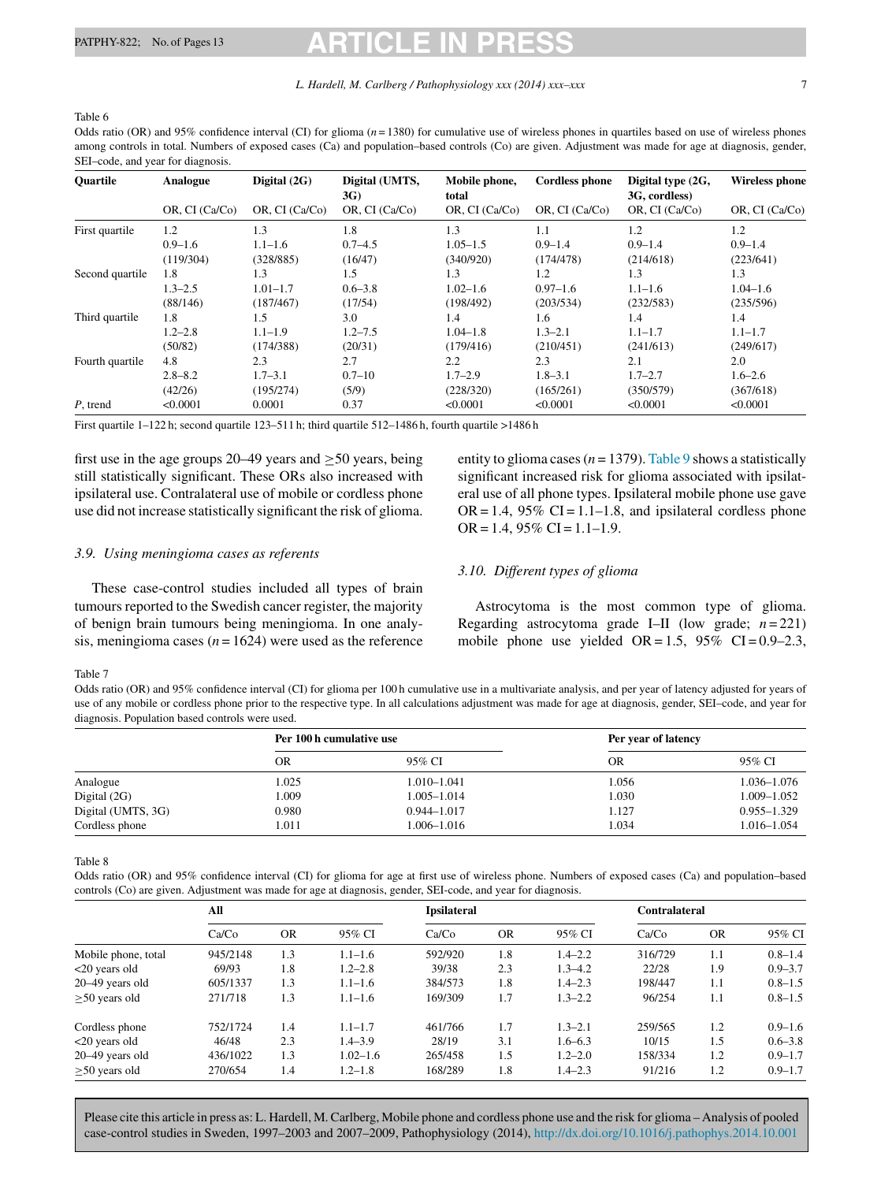Table 6

Odds ratio (OR) and 95% confidence interval (CI) for glioma ($n = 1380$) for cumulative use of wireless phones in quartiles based on use of wireless phones among controls in total. Numbers of exposed cases (Ca) and population–based controls (Co) are given. Adjustment was made for age at diagnosis, gender, SEI–code, and year for diagnosis.

| Quartile | Analogue | Digital (2G) | Digital (UMTS, 3G) | Mobile phone, total | Cordless phone | Digital type (2G, 3G, cordless) | Wireless phone |
|---|---|---|---|---|---|---|---|
| | OR, CI (Ca/Co) | OR, CI (Ca/Co) | OR, CI (Ca/Co) | OR, CI (Ca/Co) | OR, CI (Ca/Co) | OR, CI (Ca/Co) | OR, CI (Ca/Co) |
| First quartile | 1.2<br>0.9–1.6<br>(119/304) | 1.3<br>1.1–1.6<br>(328/885) | 1.8<br>0.7–4.5<br>(16/47) | 1.3<br>1.05–1.5<br>(340/920) | 1.1<br>0.9–1.4<br>(174/478) | 1.2<br>0.9–1.4<br>(214/618) | 1.2<br>0.9–1.4<br>(223/641) |
| Second quartile | 1.8<br>1.3–2.5<br>(88/146) | 1.3<br>1.01–1.7<br>(187/467) | 1.5<br>0.6–3.8<br>(17/54) | 1.3<br>1.02–1.6<br>(198/492) | 1.2<br>0.97–1.6<br>(203/534) | 1.3<br>1.1–1.6<br>(232/583) | 1.3<br>1.04–1.6<br>(235/596) |
| Third quartile | 1.8<br>1.2–2.8<br>(50/82) | 1.5<br>1.1–1.9<br>(174/388) | 3.0<br>1.2–7.5<br>(20/31) | 1.4<br>1.04–1.8<br>(179/416) | 1.6<br>1.3–2.1<br>(210/451) | 1.4<br>1.1–1.7<br>(241/613) | 1.4<br>1.1–1.7<br>(249/617) |
| Fourth quartile | 4.8<br>2.8–8.2<br>(42/26) | 2.3<br>1.7–3.1<br>(195/274) | 2.7<br>0.7–10<br>(5/9) | 2.2<br>1.7–2.9<br>(228/320) | 2.3<br>1.8–3.1<br>(165/261) | 2.1<br>1.7–2.7<br>(350/579) | 2.0<br>1.6–2.6<br>(367/618) |
| *P*, trend | <0.0001 | 0.0001 | 0.37 | <0.0001 | <0.0001 | <0.0001 | <0.0001 |

First quartile 1–122 h; second quartile 123–511 h; third quartile 512–1486 h, fourth quartile >1486 h

first use in the age groups 20–49 years and ≥50 years, being still statistically significant. These ORs also increased with ipsilateral use. Contralateral use of mobile or cordless phone use did not increase statistically significant the risk of glioma.

### 3.9. Using meningioma cases as referents

These case-control studies included all types of brain tumours reported to the Swedish cancer register, the majority of benign brain tumours being meningioma. In one analysis, meningioma cases ($n = 1624$) were used as the reference entity to glioma cases ($n = 1379$). Table 9 shows a statistically significant increased risk for glioma associated with ipsilateral use of all phone types. Ipsilateral mobile phone use gave OR = 1.4, 95% CI = 1.1–1.8, and ipsilateral cordless phone OR = 1.4, 95% CI = 1.1–1.9.

### 3.10. Different types of glioma

Astrocytoma is the most common type of glioma. Regarding astrocytoma grade I–II (low grade; $n = 221$) mobile phone use yielded OR = 1.5, 95% CI = 0.9–2.3,

Table 7

Odds ratio (OR) and 95% confidence interval (CI) for glioma per 100 h cumulative use in a multivariate analysis, and per year of latency adjusted for years of use of any mobile or cordless phone prior to the respective type. In all calculations adjustment was made for age at diagnosis, gender, SEI–code, and year for diagnosis. Population based controls were used.

| | Per 100 h cumulative use | | Per year of latency | |
|---|---|---|---|---|
| | OR | 95% CI | OR | 95% CI |
| Analogue | 1.025 | 1.010–1.041 | 1.056 | 1.036–1.076 |
| Digital (2G) | 1.009 | 1.005–1.014 | 1.030 | 1.009–1.052 |
| Digital (UMTS, 3G) | 0.980 | 0.944–1.017 | 1.127 | 0.955–1.329 |
| Cordless phone | 1.011 | 1.006–1.016 | 1.034 | 1.016–1.054 |

Table 8

Odds ratio (OR) and 95% confidence interval (CI) for glioma for age at first use of wireless phone. Numbers of exposed cases (Ca) and population–based controls (Co) are given. Adjustment was made for age at diagnosis, gender, SEI-code, and year for diagnosis.

| | All | | | Ipsilateral | | | Contralateral | | |
|---|---|---|---|---|---|---|---|---|---|
| | Ca/Co | OR | 95% CI | Ca/Co | OR | 95% CI | Ca/Co | OR | 95% CI |
| Mobile phone, total | 945/2148 | 1.3 | 1.1–1.6 | 592/920 | 1.8 | 1.4–2.2 | 316/729 | 1.1 | 0.8–1.4 |
| <20 years old | 69/93 | 1.8 | 1.2–2.8 | 39/38 | 2.3 | 1.3–4.2 | 22/28 | 1.9 | 0.9–3.7 |
| 20–49 years old | 605/1337 | 1.3 | 1.1–1.6 | 384/573 | 1.8 | 1.4–2.3 | 198/447 | 1.1 | 0.8–1.5 |
| ≥50 years old | 271/718 | 1.3 | 1.1–1.6 | 169/309 | 1.7 | 1.3–2.2 | 96/254 | 1.1 | 0.8–1.5 |
| Cordless phone | 752/1724 | 1.4 | 1.1–1.7 | 461/766 | 1.7 | 1.3–2.1 | 259/565 | 1.2 | 0.9–1.6 |
| <20 years old | 46/48 | 2.3 | 1.4–3.9 | 28/19 | 3.1 | 1.6–6.3 | 10/15 | 1.5 | 0.6–3.8 |
| 20–49 years old | 436/1022 | 1.3 | 1.02–1.6 | 265/458 | 1.5 | 1.2–2.0 | 158/334 | 1.2 | 0.9–1.7 |
| ≥50 years old | 270/654 | 1.4 | 1.2–1.8 | 168/289 | 1.8 | 1.4–2.3 | 91/216 | 1.2 | 0.9–1.7 |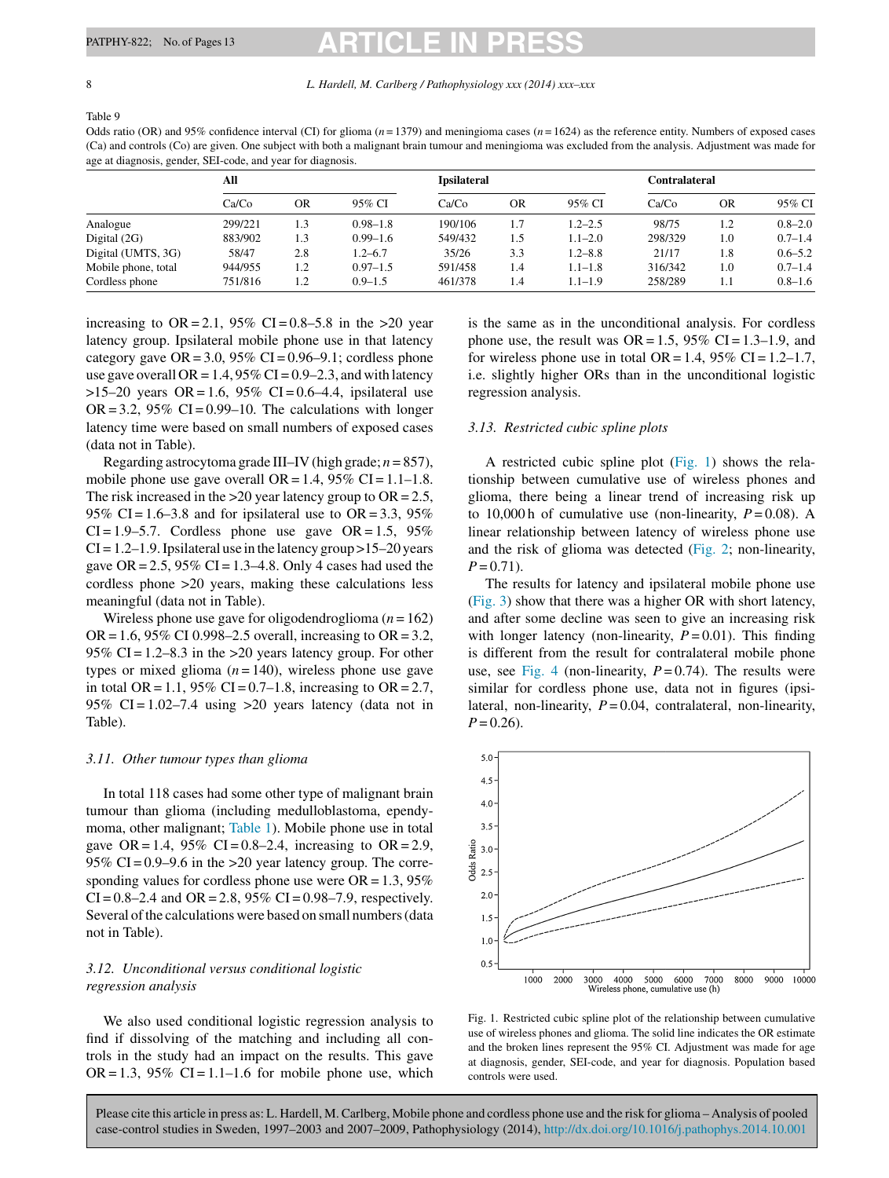Table 9
Odds ratio (OR) and 95% confidence interval (CI) for glioma ($n = 1379$) and meningioma cases ($n = 1624$) as the reference entity. Numbers of exposed cases (Ca) and controls (Co) are given. One subject with both a malignant brain tumour and meningioma was excluded from the analysis. Adjustment was made for age at diagnosis, gender, SEI-code, and year for diagnosis.

| | **All** | | | **Ipsilateral** | | | **Contralateral** | | |
|---|---|---|---|---|---|---|---|---|---|
| | Ca/Co | OR | 95% CI | Ca/Co | OR | 95% CI | Ca/Co | OR | 95% CI |
| Analogue | 299/221 | 1.3 | 0.98–1.8 | 190/106 | 1.7 | 1.2–2.5 | 98/75 | 1.2 | 0.8–2.0 |
| Digital (2G) | 883/902 | 1.3 | 0.99–1.6 | 549/432 | 1.5 | 1.1–2.0 | 298/329 | 1.0 | 0.7–1.4 |
| Digital (UMTS, 3G) | 58/47 | 2.8 | 1.2–6.7 | 35/26 | 3.3 | 1.2–8.8 | 21/17 | 1.8 | 0.6–5.2 |
| Mobile phone, total | 944/955 | 1.2 | 0.97–1.5 | 591/458 | 1.4 | 1.1–1.8 | 316/342 | 1.0 | 0.7–1.4 |
| Cordless phone | 751/816 | 1.2 | 0.9–1.5 | 461/378 | 1.4 | 1.1–1.9 | 258/289 | 1.1 | 0.8–1.6 |

increasing to OR = 2.1, 95% CI = 0.8–5.8 in the >20 year latency group. Ipsilateral mobile phone use in that latency category gave OR = 3.0, 95% CI = 0.96–9.1; cordless phone use gave overall OR = 1.4, 95% CI = 0.9–2.3, and with latency >15–20 years OR = 1.6, 95% CI = 0.6–4.4, ipsilateral use OR = 3.2, 95% CI = 0.99–10. The calculations with longer latency time were based on small numbers of exposed cases (data not in Table).

Regarding astrocytoma grade III–IV (high grade; $n = 857$), mobile phone use gave overall OR = 1.4, 95% CI = 1.1–1.8. The risk increased in the >20 year latency group to OR = 2.5, 95% CI = 1.6–3.8 and for ipsilateral use to OR = 3.3, 95% CI = 1.9–5.7. Cordless phone use gave OR = 1.5, 95% CI = 1.2–1.9. Ipsilateral use in the latency group >15–20 years gave OR = 2.5, 95% CI = 1.3–4.8. Only 4 cases had used the cordless phone >20 years, making these calculations less meaningful (data not in Table).

Wireless phone use gave for oligodendroglioma ($n = 162$) OR = 1.6, 95% CI 0.998–2.5 overall, increasing to OR = 3.2, 95% CI = 1.2–8.3 in the >20 years latency group. For other types or mixed glioma ($n = 140$), wireless phone use gave in total OR = 1.1, 95% CI = 0.7–1.8, increasing to OR = 2.7, 95% CI = 1.02–7.4 using >20 years latency (data not in Table).

### *3.11. Other tumour types than glioma*

In total 118 cases had some other type of malignant brain tumour than glioma (including medulloblastoma, ependymoma, other malignant; Table 1). Mobile phone use in total gave OR = 1.4, 95% CI = 0.8–2.4, increasing to OR = 2.9, 95% CI = 0.9–9.6 in the >20 year latency group. The corresponding values for cordless phone use were OR = 1.3, 95% CI = 0.8–2.4 and OR = 2.8, 95% CI = 0.98–7.9, respectively. Several of the calculations were based on small numbers (data not in Table).

### *3.12. Unconditional versus conditional logistic regression analysis*

We also used conditional logistic regression analysis to find if dissolving of the matching and including all controls in the study had an impact on the results. This gave OR = 1.3, 95% CI = 1.1–1.6 for mobile phone use, which is the same as in the unconditional analysis. For cordless phone use, the result was OR = 1.5, 95% CI = 1.3–1.9, and for wireless phone use in total OR = 1.4, 95% CI = 1.2–1.7, i.e. slightly higher ORs than in the unconditional logistic regression analysis.

### *3.13. Restricted cubic spline plots*

A restricted cubic spline plot (Fig. 1) shows the relationship between cumulative use of wireless phones and glioma, there being a linear trend of increasing risk up to 10,000 h of cumulative use (non-linearity, $P = 0.08$). A linear relationship between latency of wireless phone use and the risk of glioma was detected (Fig. 2; non-linearity, $P = 0.71$).

The results for latency and ipsilateral mobile phone use (Fig. 3) show that there was a higher OR with short latency, and after some decline was seen to give an increasing risk with longer latency (non-linearity, $P = 0.01$). This finding is different from the result for contralateral mobile phone use, see Fig. 4 (non-linearity, $P = 0.74$). The results were similar for cordless phone use, data not in figures (ipsilateral, non-linearity, $P = 0.04$, contralateral, non-linearity, $P = 0.26$).

Fig. 1. Restricted cubic spline plot of the relationship between cumulative use of wireless phones and glioma. The solid line indicates the OR estimate and the broken lines represent the 95% CI. Adjustment was made for age at diagnosis, gender, SEI-code, and year for diagnosis. Population based controls were used.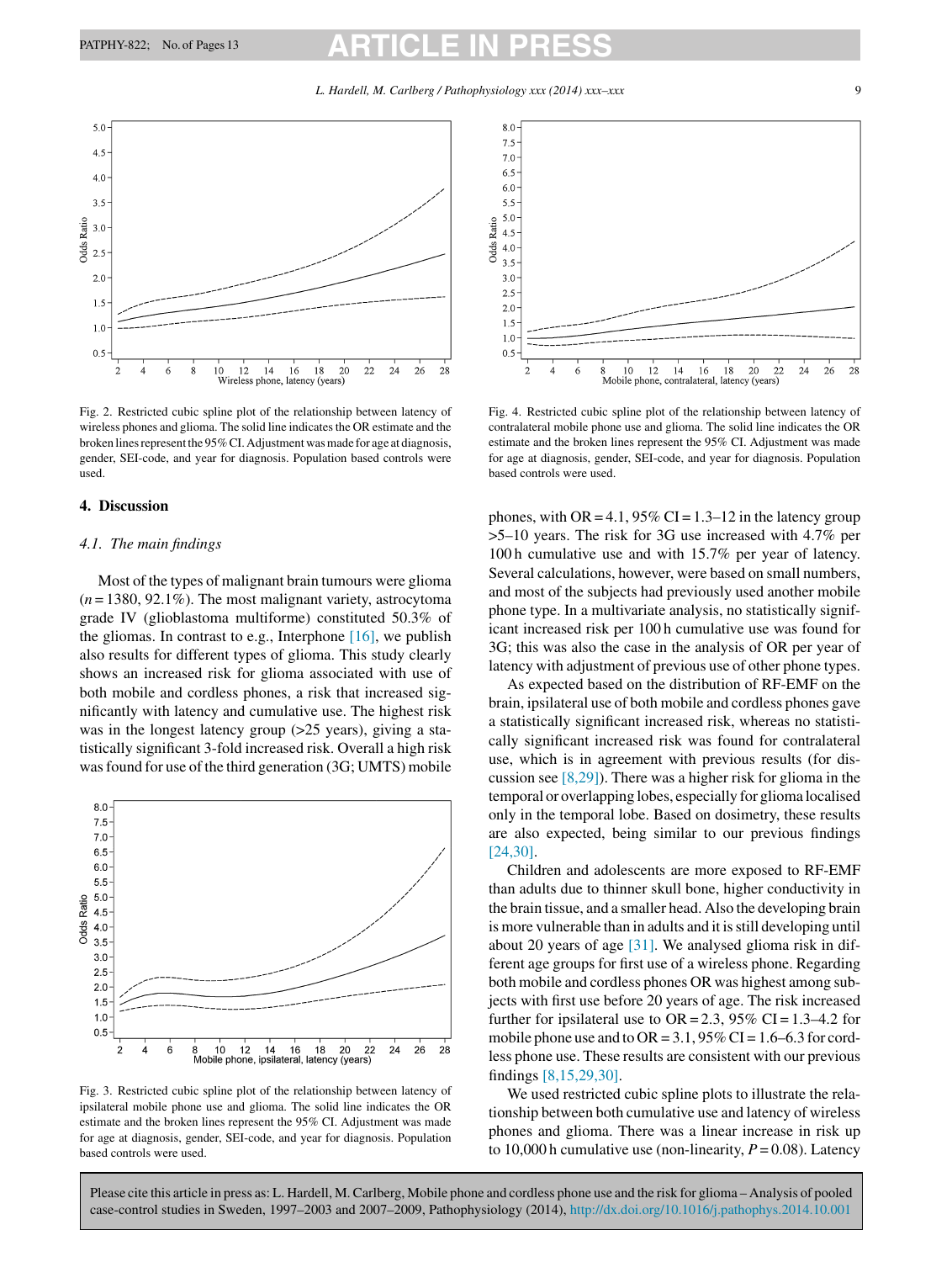Fig. 2. Restricted cubic spline plot of the relationship between latency of wireless phones and glioma. The solid line indicates the OR estimate and the broken lines represent the 95% CI. Adjustment was made for age at diagnosis, gender, SEI-code, and year for diagnosis. Population based controls were used.

Fig. 4. Restricted cubic spline plot of the relationship between latency of contralateral mobile phone use and glioma. The solid line indicates the OR estimate and the broken lines represent the 95% CI. Adjustment was made for age at diagnosis, gender, SEI-code, and year for diagnosis. Population based controls were used.

## 4. Discussion

### *4.1. The main findings*

Most of the types of malignant brain tumours were glioma ($n = 1380$, 92.1%). The most malignant variety, astrocytoma grade IV (glioblastoma multiforme) constituted 50.3% of the gliomas. In contrast to e.g., Interphone [16], we publish also results for different types of glioma. This study clearly shows an increased risk for glioma associated with use of both mobile and cordless phones, a risk that increased significantly with latency and cumulative use. The highest risk was in the longest latency group (>25 years), giving a statistically significant 3-fold increased risk. Overall a high risk was found for use of the third generation (3G; UMTS) mobile phones, with OR = 4.1, 95% CI = 1.3–12 in the latency group >5–10 years. The risk for 3G use increased with 4.7% per 100 h cumulative use and with 15.7% per year of latency. Several calculations, however, were based on small numbers, and most of the subjects had previously used another mobile phone type. In a multivariate analysis, no statistically significant increased risk per 100 h cumulative use was found for 3G; this was also the case in the analysis of OR per year of latency with adjustment of previous use of other phone types.

As expected based on the distribution of RF-EMF on the brain, ipsilateral use of both mobile and cordless phones gave a statistically significant increased risk, whereas no statistically significant increased risk was found for contralateral use, which is in agreement with previous results (for discussion see [8,29]). There was a higher risk for glioma in the temporal or overlapping lobes, especially for glioma localised only in the temporal lobe. Based on dosimetry, these results are also expected, being similar to our previous findings [24,30].

Children and adolescents are more exposed to RF-EMF than adults due to thinner skull bone, higher conductivity in the brain tissue, and a smaller head. Also the developing brain is more vulnerable than in adults and it is still developing until about 20 years of age [31]. We analysed glioma risk in different age groups for first use of a wireless phone. Regarding both mobile and cordless phones OR was highest among subjects with first use before 20 years of age. The risk increased further for ipsilateral use to OR = 2.3, 95% CI = 1.3–4.2 for mobile phone use and to OR = 3.1, 95% CI = 1.6–6.3 for cordless phone use. These results are consistent with our previous findings [8,15,29,30].

We used restricted cubic spline plots to illustrate the relationship between both cumulative use and latency of wireless phones and glioma. There was a linear increase in risk up to 10,000 h cumulative use (non-linearity, $P = 0.08$). Latency

Fig. 3. Restricted cubic spline plot of the relationship between latency of ipsilateral mobile phone use and glioma. The solid line indicates the OR estimate and the broken lines represent the 95% CI. Adjustment was made for age at diagnosis, gender, SEI-code, and year for diagnosis. Population based controls were used.

Please cite this article in press as: L. Hardell, M. Carlberg, Mobile phone and cordless phone use and the risk for glioma – Analysis of pooled case-control studies in Sweden, 1997–2003 and 2007–2009, Pathophysiology (2014), http://dx.doi.org/10.1016/j.pathophys.2014.10.001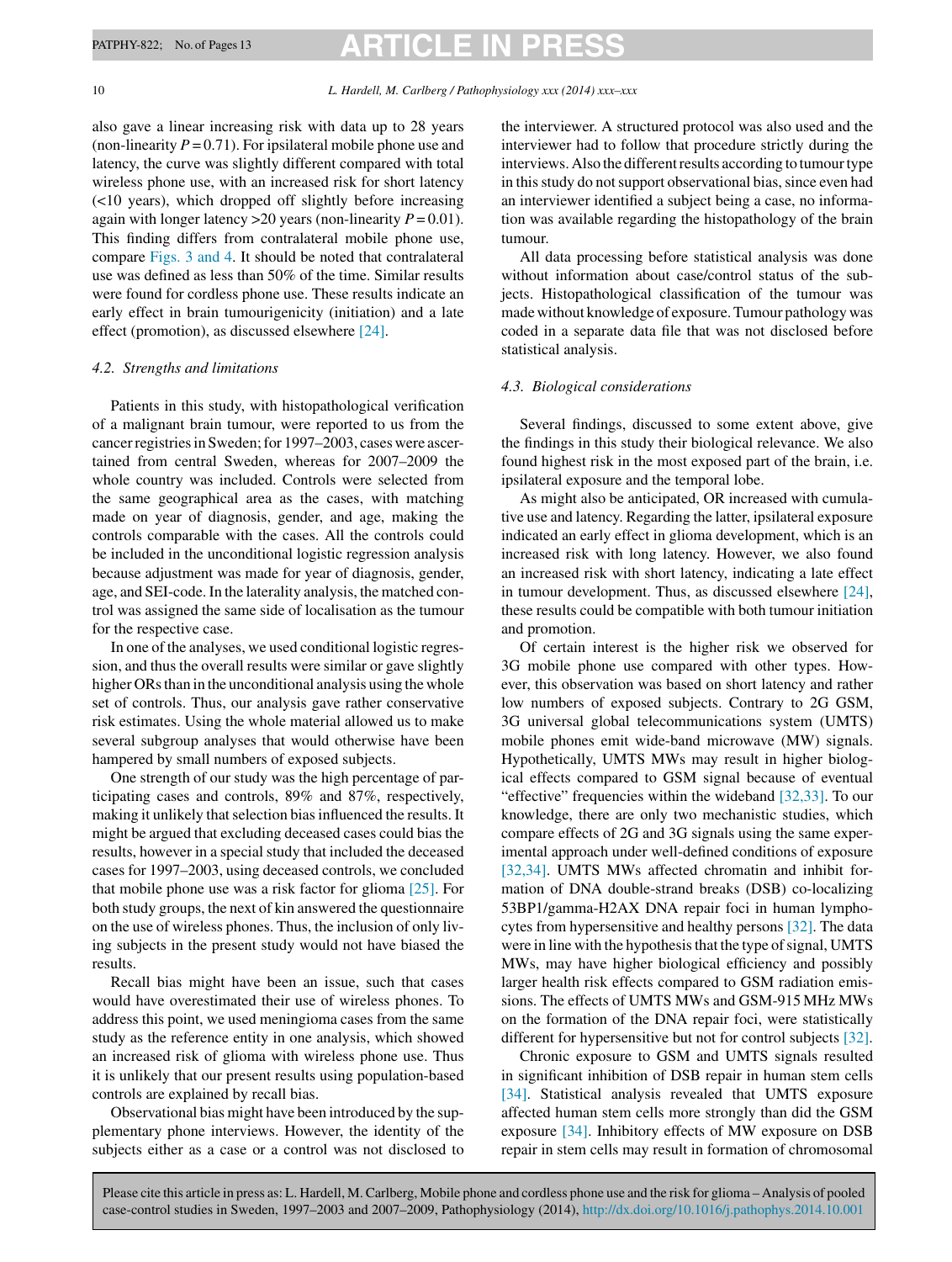also gave a linear increasing risk with data up to 28 years (non-linearity $P = 0.71$). For ipsilateral mobile phone use and latency, the curve was slightly different compared with total wireless phone use, with an increased risk for short latency (<10 years), which dropped off slightly before increasing again with longer latency >20 years (non-linearity $P = 0.01$). This finding differs from contralateral mobile phone use, compare Figs. 3 and 4. It should be noted that contralateral use was defined as less than 50% of the time. Similar results were found for cordless phone use. These results indicate an early effect in brain tumourigenicity (initiation) and a late effect (promotion), as discussed elsewhere [24].

### 4.2. Strengths and limitations

Patients in this study, with histopathological verification of a malignant brain tumour, were reported to us from the cancer registries in Sweden; for 1997–2003, cases were ascertained from central Sweden, whereas for 2007–2009 the whole country was included. Controls were selected from the same geographical area as the cases, with matching made on year of diagnosis, gender, and age, making the controls comparable with the cases. All the controls could be included in the unconditional logistic regression analysis because adjustment was made for year of diagnosis, gender, age, and SEI-code. In the laterality analysis, the matched control was assigned the same side of localisation as the tumour for the respective case.

In one of the analyses, we used conditional logistic regression, and thus the overall results were similar or gave slightly higher ORs than in the unconditional analysis using the whole set of controls. Thus, our analysis gave rather conservative risk estimates. Using the whole material allowed us to make several subgroup analyses that would otherwise have been hampered by small numbers of exposed subjects.

One strength of our study was the high percentage of participating cases and controls, 89% and 87%, respectively, making it unlikely that selection bias influenced the results. It might be argued that excluding deceased cases could bias the results, however in a special study that included the deceased cases for 1997–2003, using deceased controls, we concluded that mobile phone use was a risk factor for glioma [25]. For both study groups, the next of kin answered the questionnaire on the use of wireless phones. Thus, the inclusion of only living subjects in the present study would not have biased the results.

Recall bias might have been an issue, such that cases would have overestimated their use of wireless phones. To address this point, we used meningioma cases from the same study as the reference entity in one analysis, which showed an increased risk of glioma with wireless phone use. Thus it is unlikely that our present results using population-based controls are explained by recall bias.

Observational bias might have been introduced by the supplementary phone interviews. However, the identity of the subjects either as a case or a control was not disclosed to the interviewer. A structured protocol was also used and the interviewer had to follow that procedure strictly during the interviews. Also the different results according to tumour type in this study do not support observational bias, since even had an interviewer identified a subject being a case, no information was available regarding the histopathology of the brain tumour.

All data processing before statistical analysis was done without information about case/control status of the subjects. Histopathological classification of the tumour was made without knowledge of exposure. Tumour pathology was coded in a separate data file that was not disclosed before statistical analysis.

### 4.3. Biological considerations

Several findings, discussed to some extent above, give the findings in this study their biological relevance. We also found highest risk in the most exposed part of the brain, i.e. ipsilateral exposure and the temporal lobe.

As might also be anticipated, OR increased with cumulative use and latency. Regarding the latter, ipsilateral exposure indicated an early effect in glioma development, which is an increased risk with long latency. However, we also found an increased risk with short latency, indicating a late effect in tumour development. Thus, as discussed elsewhere [24], these results could be compatible with both tumour initiation and promotion.

Of certain interest is the higher risk we observed for 3G mobile phone use compared with other types. However, this observation was based on short latency and rather low numbers of exposed subjects. Contrary to 2G GSM, 3G universal global telecommunications system (UMTS) mobile phones emit wide-band microwave (MW) signals. Hypothetically, UMTS MWs may result in higher biological effects compared to GSM signal because of eventual "effective" frequencies within the wideband [32,33]. To our knowledge, there are only two mechanistic studies, which compare effects of 2G and 3G signals using the same experimental approach under well-defined conditions of exposure [32,34]. UMTS MWs affected chromatin and inhibit formation of DNA double-strand breaks (DSB) co-localizing 53BP1/gamma-H2AX DNA repair foci in human lymphocytes from hypersensitive and healthy persons [32]. The data were in line with the hypothesis that the type of signal, UMTS MWs, may have higher biological efficiency and possibly larger health risk effects compared to GSM radiation emissions. The effects of UMTS MWs and GSM-915 MHz MWs on the formation of the DNA repair foci, were statistically different for hypersensitive but not for control subjects [32].

Chronic exposure to GSM and UMTS signals resulted in significant inhibition of DSB repair in human stem cells [34]. Statistical analysis revealed that UMTS exposure affected human stem cells more strongly than did the GSM exposure [34]. Inhibitory effects of MW exposure on DSB repair in stem cells may result in formation of chromosomal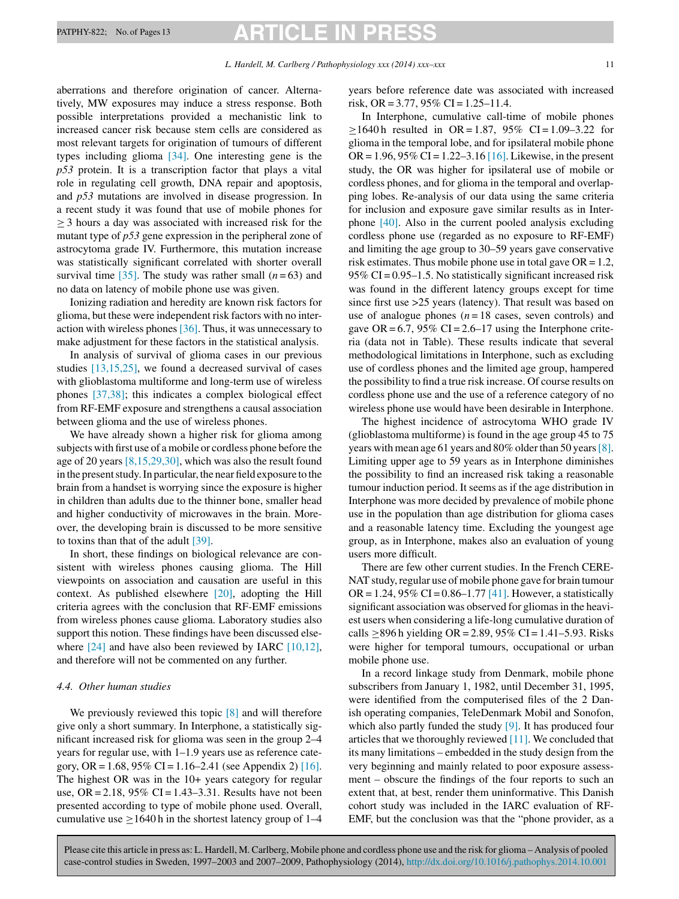aberrations and therefore origination of cancer. Alternatively, MW exposures may induce a stress response. Both possible interpretations provided a mechanistic link to increased cancer risk because stem cells are considered as most relevant targets for origination of tumours of different types including glioma [34]. One interesting gene is the *p53* protein. It is a transcription factor that plays a vital role in regulating cell growth, DNA repair and apoptosis, and *p53* mutations are involved in disease progression. In a recent study it was found that use of mobile phones for $\geq 3$ hours a day was associated with increased risk for the mutant type of *p53* gene expression in the peripheral zone of astrocytoma grade IV. Furthermore, this mutation increase was statistically significant correlated with shorter overall survival time [35]. The study was rather small ($n = 63$) and no data on latency of mobile phone use was given.

Ionizing radiation and heredity are known risk factors for glioma, but these were independent risk factors with no interaction with wireless phones [36]. Thus, it was unnecessary to make adjustment for these factors in the statistical analysis.

In analysis of survival of glioma cases in our previous studies [13,15,25], we found a decreased survival of cases with glioblastoma multiforme and long-term use of wireless phones [37,38]; this indicates a complex biological effect from RF-EMF exposure and strengthens a causal association between glioma and the use of wireless phones.

We have already shown a higher risk for glioma among subjects with first use of a mobile or cordless phone before the age of 20 years [8,15,29,30], which was also the result found in the present study. In particular, the near field exposure to the brain from a handset is worrying since the exposure is higher in children than adults due to the thinner bone, smaller head and higher conductivity of microwaves in the brain. Moreover, the developing brain is discussed to be more sensitive to toxins than that of the adult [39].

In short, these findings on biological relevance are consistent with wireless phones causing glioma. The Hill viewpoints on association and causation are useful in this context. As published elsewhere [20], adopting the Hill criteria agrees with the conclusion that RF-EMF emissions from wireless phones cause glioma. Laboratory studies also support this notion. These findings have been discussed elsewhere [24] and have also been reviewed by IARC [10,12], and therefore will not be commented on any further.

### 4.4. Other human studies

We previously reviewed this topic [8] and will therefore give only a short summary. In Interphone, a statistically significant increased risk for glioma was seen in the group 2–4 years for regular use, with 1–1.9 years use as reference category, OR = 1.68, 95% CI = 1.16–2.41 (see Appendix 2) [16]. The highest OR was in the 10+ years category for regular use, OR = 2.18, 95% CI = 1.43–3.31. Results have not been presented according to type of mobile phone used. Overall, cumulative use $\geq$1640 h in the shortest latency group of 1–4 years before reference date was associated with increased risk, OR = 3.77, 95% CI = 1.25–11.4.

In Interphone, cumulative call-time of mobile phones $\geq$1640 h resulted in OR = 1.87, 95% CI = 1.09–3.22 for glioma in the temporal lobe, and for ipsilateral mobile phone OR = 1.96, 95% CI = 1.22–3.16 [16]. Likewise, in the present study, the OR was higher for ipsilateral use of mobile or cordless phones, and for glioma in the temporal and overlapping lobes. Re-analysis of our data using the same criteria for inclusion and exposure gave similar results as in Interphone [40]. Also in the current pooled analysis excluding cordless phone use (regarded as no exposure to RF-EMF) and limiting the age group to 30–59 years gave conservative risk estimates. Thus mobile phone use in total gave OR = 1.2, 95% CI = 0.95–1.5. No statistically significant increased risk was found in the different latency groups except for time since first use >25 years (latency). That result was based on use of analogue phones ($n = 18$ cases, seven controls) and gave OR = 6.7, 95% CI = 2.6–17 using the Interphone criteria (data not in Table). These results indicate that several methodological limitations in Interphone, such as excluding use of cordless phones and the limited age group, hampered the possibility to find a true risk increase. Of course results on cordless phone use and the use of a reference category of no wireless phone use would have been desirable in Interphone.

The highest incidence of astrocytoma WHO grade IV (glioblastoma multiforme) is found in the age group 45 to 75 years with mean age 61 years and 80% older than 50 years [8]. Limiting upper age to 59 years as in Interphone diminishes the possibility to find an increased risk taking a reasonable tumour induction period. It seems as if the age distribution in Interphone was more decided by prevalence of mobile phone use in the population than age distribution for glioma cases and a reasonable latency time. Excluding the youngest age group, as in Interphone, makes also an evaluation of young users more difficult.

There are few other current studies. In the French CERENAT study, regular use of mobile phone gave for brain tumour OR = 1.24, 95% CI = 0.86–1.77 [41]. However, a statistically significant association was observed for gliomas in the heaviest users when considering a life-long cumulative duration of calls $\geq$896 h yielding OR = 2.89, 95% CI = 1.41–5.93. Risks were higher for temporal tumours, occupational or urban mobile phone use.

In a record linkage study from Denmark, mobile phone subscribers from January 1, 1982, until December 31, 1995, were identified from the computerised files of the 2 Danish operating companies, TeleDenmark Mobil and Sonofon, which also partly funded the study [9]. It has produced four articles that we thoroughly reviewed [11]. We concluded that its many limitations – embedded in the study design from the very beginning and mainly related to poor exposure assessment – obscure the findings of the four reports to such an extent that, at best, render them uninformative. This Danish cohort study was included in the IARC evaluation of RF-EMF, but the conclusion was that the "phone provider, as a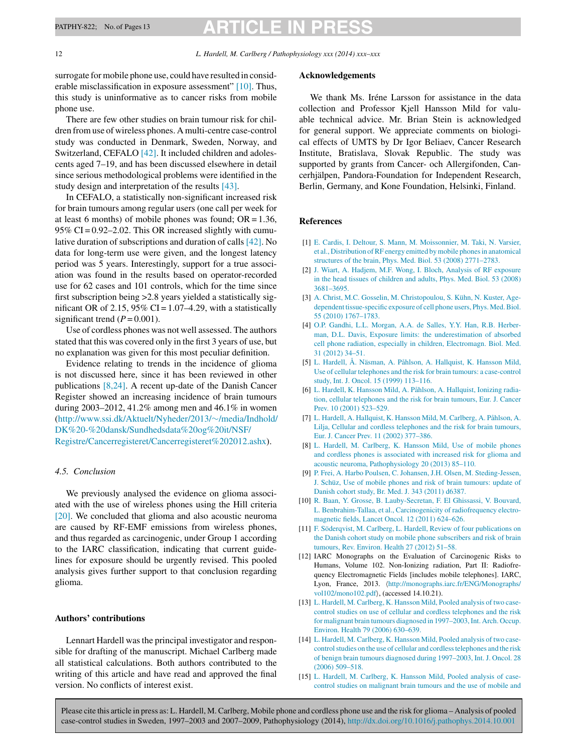surrogate for mobile phone use, could have resulted in considerable misclassification in exposure assessment" [10]. Thus, this study is uninformative as to cancer risks from mobile phone use.

There are few other studies on brain tumour risk for children from use of wireless phones. A multi-centre case-control study was conducted in Denmark, Sweden, Norway, and Switzerland, CEFALO [42]. It included children and adolescents aged 7–19, and has been discussed elsewhere in detail since serious methodological problems were identified in the study design and interpretation of the results [43].

In CEFALO, a statistically non-significant increased risk for brain tumours among regular users (one call per week for at least 6 months) of mobile phones was found; OR = 1.36, 95% CI = 0.92–2.02. This OR increased slightly with cumulative duration of subscriptions and duration of calls [42]. No data for long-term use were given, and the longest latency period was 5 years. Interestingly, support for a true association was found in the results based on operator-recorded use for 62 cases and 101 controls, which for the time since first subscription being >2.8 years yielded a statistically significant OR of 2.15, 95% CI = 1.07–4.29, with a statistically significant trend ($P = 0.001$).

Use of cordless phones was not well assessed. The authors stated that this was covered only in the first 3 years of use, but no explanation was given for this most peculiar definition.

Evidence relating to trends in the incidence of glioma is not discussed here, since it has been reviewed in other publications [8,24]. A recent up-date of the Danish Cancer Register showed an increasing incidence of brain tumours during 2003–2012, 41.2% among men and 46.1% in women (http://www.ssi.dk/Aktuelt/Nyheder/2013/~/media/Indhold/DK%20-%20dansk/Sundhedsdata%20og%20it/NSF/Registre/Cancerregisteret/Cancerregisteret%202012.ashx).

### *4.5. Conclusion*

We previously analysed the evidence on glioma associated with the use of wireless phones using the Hill criteria [20]. We concluded that glioma and also acoustic neuroma are caused by RF-EMF emissions from wireless phones, and thus regarded as carcinogenic, under Group 1 according to the IARC classification, indicating that current guidelines for exposure should be urgently revised. This pooled analysis gives further support to that conclusion regarding glioma.

## Authors' contributions

Lennart Hardell was the principal investigator and responsible for drafting of the manuscript. Michael Carlberg made all statistical calculations. Both authors contributed to the writing of this article and have read and approved the final version. No conflicts of interest exist.

## Acknowledgements

We thank Ms. Iréne Larsson for assistance in the data collection and Professor Kjell Hansson Mild for valuable technical advice. Mr. Brian Stein is acknowledged for general support. We appreciate comments on biological effects of UMTS by Dr Igor Beliaev, Cancer Research Institute, Bratislava, Slovak Republic. The study was supported by grants from Cancer- och Allergifonden, Cancerhjälpen, Pandora-Foundation for Independent Research, Berlin, Germany, and Kone Foundation, Helsinki, Finland.

## References

[1] E. Cardis, I. Deltour, S. Mann, M. Moissonnier, M. Taki, N. Varsier, et al., Distribution of RF energy emitted by mobile phones in anatomical structures of the brain, Phys. Med. Biol. 53 (2008) 2771–2783.

[2] J. Wiart, A. Hadjem, M.F. Wong, I. Bloch, Analysis of RF exposure in the head tissues of children and adults, Phys. Med. Biol. 53 (2008) 3681–3695.

[3] A. Christ, M.C. Gosselin, M. Christopoulou, S. Kühn, N. Kuster, Age-dependent tissue-specific exposure of cell phone users, Phys. Med. Biol. 55 (2010) 1767–1783.

[4] O.P. Gandhi, L.L. Morgan, A.A. de Salles, Y.Y. Han, R.B. Herberman, D.L. Davis, Exposure limits: the underestimation of absorbed cell phone radiation, especially in children, Electromagn. Biol. Med. 31 (2012) 34–51.

[5] L. Hardell, Å. Näsman, A. Påhlson, A. Hallquist, K. Hansson Mild, Use of cellular telephones and the risk for brain tumours: a case-control study, Int. J. Oncol. 15 (1999) 113–116.

[6] L. Hardell, K. Hansson Mild, A. Påhlson, A. Hallquist, Ionizing radiation, cellular telephones and the risk for brain tumours, Eur. J. Cancer Prev. 10 (2001) 523–529.

[7] L. Hardell, A. Hallquist, K. Hansson Mild, M. Carlberg, A. Påhlson, A. Lilja, Cellular and cordless telephones and the risk for brain tumours, Eur. J. Cancer Prev. 11 (2002) 377–386.

[8] L. Hardell, M. Carlberg, K. Hansson Mild, Use of mobile phones and cordless phones is associated with increased risk for glioma and acoustic neuroma, Pathophysiology 20 (2013) 85–110.

[9] P. Frei, A. Harbo Poulsen, C. Johansen, J.H. Olsen, M. Steding-Jessen, J. Schüz, Use of mobile phones and risk of brain tumours: update of Danish cohort study, Br. Med. J. 343 (2011) d6387.

[10] R. Baan, Y. Grosse, B. Lauby-Secretan, F. El Ghissassi, V. Bouvard, L. Benbrahim-Tallaa, et al., Carcinogenicity of radiofrequency electromagnetic fields, Lancet Oncol. 12 (2011) 624–626.

[11] F. Söderqvist, M. Carlberg, L. Hardell, Review of four publications on the Danish cohort study on mobile phone subscribers and risk of brain tumours, Rev. Environ. Health 27 (2012) 51–58.

[12] IARC Monographs on the Evaluation of Carcinogenic Risks to Humans, Volume 102. Non-Ionizing radiation, Part II: Radiofrequency Electromagnetic Fields [includes mobile telephones]. IARC, Lyon, France, 2013. (http://monographs.iarc.fr/ENG/Monographs/vol102/mono102.pdf), (accessed 14.10.21).

[13] L. Hardell, M. Carlberg, K. Hansson Mild, Pooled analysis of two case-control studies on use of cellular and cordless telephones and the risk for malignant brain tumours diagnosed in 1997–2003, Int. Arch. Occup. Environ. Health 79 (2006) 630–639.

[14] L. Hardell, M. Carlberg, K. Hansson Mild, Pooled analysis of two case-control studies on the use of cellular and cordless telephones and the risk of benign brain tumours diagnosed during 1997–2003, Int. J. Oncol. 28 (2006) 509–518.

[15] L. Hardell, M. Carlberg, K. Hansson Mild, Pooled analysis of case-control studies on malignant brain tumours and the use of mobile and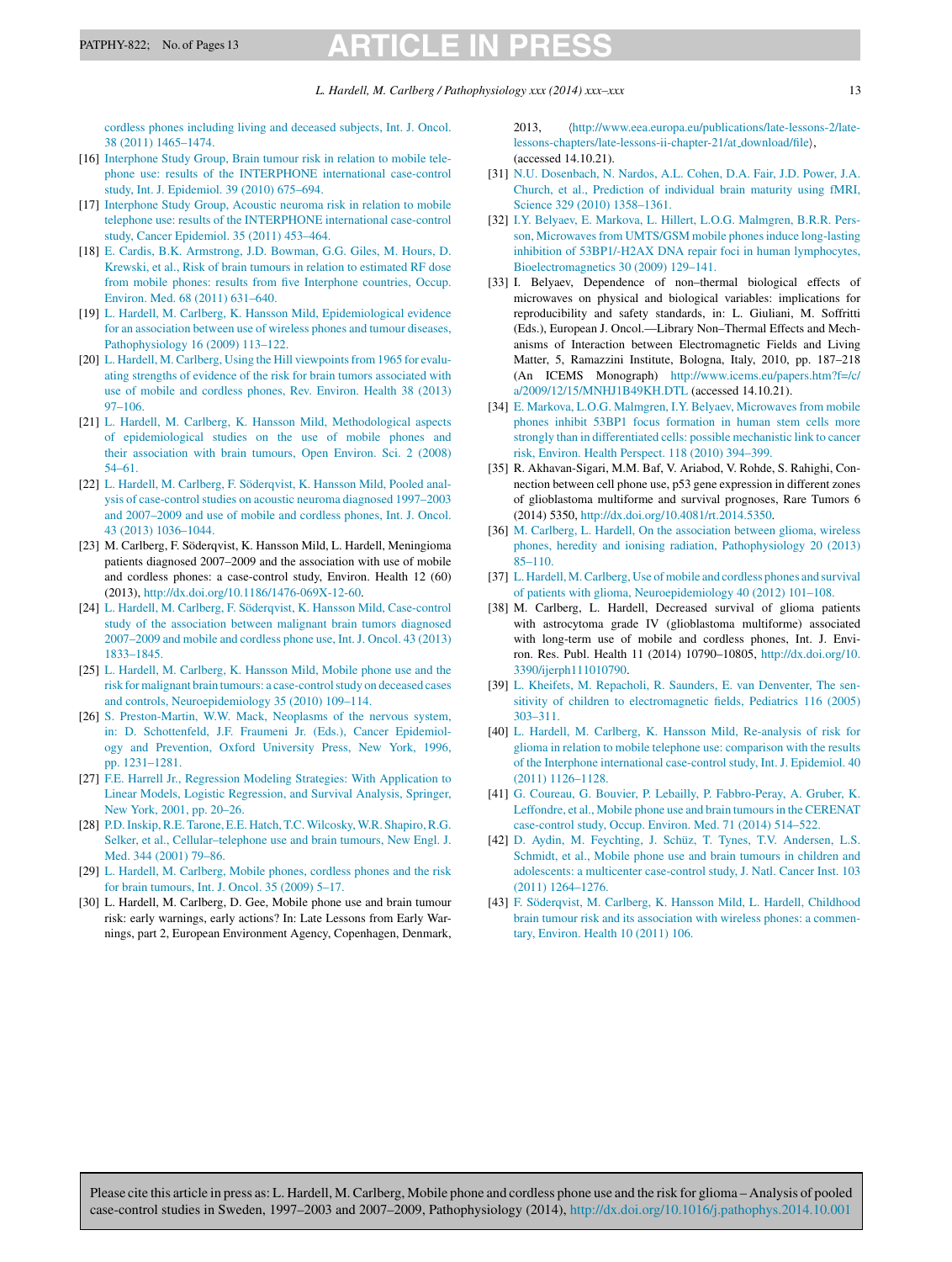cordless phones including living and deceased subjects, Int. J. Oncol. 38 (2011) 1465–1474.

[16] Interphone Study Group, Brain tumour risk in relation to mobile telephone use: results of the INTERPHONE international case-control study, Int. J. Epidemiol. 39 (2010) 675–694.

[17] Interphone Study Group, Acoustic neuroma risk in relation to mobile telephone use: results of the INTERPHONE international case-control study, Cancer Epidemiol. 35 (2011) 453–464.

[18] E. Cardis, B.K. Armstrong, J.D. Bowman, G.G. Giles, M. Hours, D. Krewski, et al., Risk of brain tumours in relation to estimated RF dose from mobile phones: results from five Interphone countries, Occup. Environ. Med. 68 (2011) 631–640.

[19] L. Hardell, M. Carlberg, K. Hansson Mild, Epidemiological evidence for an association between use of wireless phones and tumour diseases, Pathophysiology 16 (2009) 113–122.

[20] L. Hardell, M. Carlberg, Using the Hill viewpoints from 1965 for evaluating strengths of evidence of the risk for brain tumors associated with use of mobile and cordless phones, Rev. Environ. Health 38 (2013) 97–106.

[21] L. Hardell, M. Carlberg, K. Hansson Mild, Methodological aspects of epidemiological studies on the use of mobile phones and their association with brain tumours, Open Environ. Sci. 2 (2008) 54–61.

[22] L. Hardell, M. Carlberg, F. Söderqvist, K. Hansson Mild, Pooled analysis of case-control studies on acoustic neuroma diagnosed 1997–2003 and 2007–2009 and use of mobile and cordless phones, Int. J. Oncol. 43 (2013) 1036–1044.

[23] M. Carlberg, F. Söderqvist, K. Hansson Mild, L. Hardell, Meningioma patients diagnosed 2007–2009 and the association with use of mobile and cordless phones: a case-control study, Environ. Health 12 (60) (2013), http://dx.doi.org/10.1186/1476-069X-12-60.

[24] L. Hardell, M. Carlberg, F. Söderqvist, K. Hansson Mild, Case-control study of the association between malignant brain tumors diagnosed 2007–2009 and mobile and cordless phone use, Int. J. Oncol. 43 (2013) 1833–1845.

[25] L. Hardell, M. Carlberg, K. Hansson Mild, Mobile phone use and the risk for malignant brain tumours: a case-control study on deceased cases and controls, Neuroepidemiology 35 (2010) 109–114.

[26] S. Preston-Martin, W.W. Mack, Neoplasms of the nervous system, in: D. Schottenfeld, J.F. Fraumeni Jr. (Eds.), Cancer Epidemiology and Prevention, Oxford University Press, New York, 1996, pp. 1231–1281.

[27] F.E. Harrell Jr., Regression Modeling Strategies: With Application to Linear Models, Logistic Regression, and Survival Analysis, Springer, New York, 2001, pp. 20–26.

[28] P.D. Inskip, R.E. Tarone, E.E. Hatch, T.C. Wilcosky, W.R. Shapiro, R.G. Selker, et al., Cellular–telephone use and brain tumours, New Engl. J. Med. 344 (2001) 79–86.

[29] L. Hardell, M. Carlberg, Mobile phones, cordless phones and the risk for brain tumours, Int. J. Oncol. 35 (2009) 5–17.

[30] L. Hardell, M. Carlberg, D. Gee, Mobile phone use and brain tumour risk: early warnings, early actions? In: Late Lessons from Early Warnings, part 2, European Environment Agency, Copenhagen, Denmark, 2013, ⟨http://www.eea.europa.eu/publications/late-lessons-2/late-lessons-chapters/late-lessons-ii-chapter-21/at_download/file⟩, (accessed 14.10.21).

[31] N.U. Dosenbach, N. Nardos, A.L. Cohen, D.A. Fair, J.D. Power, J.A. Church, et al., Prediction of individual brain maturity using fMRI, Science 329 (2010) 1358–1361.

[32] I.Y. Belyaev, E. Markova, L. Hillert, L.O.G. Malmgren, B.R.R. Persson, Microwaves from UMTS/GSM mobile phones induce long-lasting inhibition of 53BP1/-H2AX DNA repair foci in human lymphocytes, Bioelectromagnetics 30 (2009) 129–141.

[33] I. Belyaev, Dependence of non–thermal biological effects of microwaves on physical and biological variables: implications for reproducibility and safety standards, in: L. Giuliani, M. Soffritti (Eds.), European J. Oncol.—Library Non–Thermal Effects and Mechanisms of Interaction between Electromagnetic Fields and Living Matter, 5, Ramazzini Institute, Bologna, Italy, 2010, pp. 187–218 (An ICEMS Monograph) http://www.icems.eu/papers.htm?f=/c/a/2009/12/15/MNHJ1B49KH.DTL (accessed 14.10.21).

[34] E. Markova, L.O.G. Malmgren, I.Y. Belyaev, Microwaves from mobile phones inhibit 53BP1 focus formation in human stem cells more strongly than in differentiated cells: possible mechanistic link to cancer risk, Environ. Health Perspect. 118 (2010) 394–399.

[35] R. Akhavan-Sigari, M.M. Baf, V. Ariabod, V. Rohde, S. Rahighi, Connection between cell phone use, p53 gene expression in different zones of glioblastoma multiforme and survival prognoses, Rare Tumors 6 (2014) 5350, http://dx.doi.org/10.4081/rt.2014.5350.

[36] M. Carlberg, L. Hardell, On the association between glioma, wireless phones, heredity and ionising radiation, Pathophysiology 20 (2013) 85–110.

[37] L. Hardell, M. Carlberg, Use of mobile and cordless phones and survival of patients with glioma, Neuroepidemiology 40 (2012) 101–108.

[38] M. Carlberg, L. Hardell, Decreased survival of glioma patients with astrocytoma grade IV (glioblastoma multiforme) associated with long-term use of mobile and cordless phones, Int. J. Environ. Res. Publ. Health 11 (2014) 10790–10805, http://dx.doi.org/10.3390/ijerph111010790.

[39] L. Kheifets, M. Repacholi, R. Saunders, E. van Deventer, The sensitivity of children to electromagnetic fields, Pediatrics 116 (2005) 303–311.

[40] L. Hardell, M. Carlberg, K. Hansson Mild, Re-analysis of risk for glioma in relation to mobile telephone use: comparison with the results of the Interphone international case-control study, Int. J. Epidemiol. 40 (2011) 1126–1128.

[41] G. Coureau, G. Bouvier, P. Lebailly, P. Fabbro-Peray, A. Gruber, K. Leffondre, et al., Mobile phone use and brain tumours in the CERENAT case-control study, Occup. Environ. Med. 71 (2014) 514–522.

[42] D. Aydin, M. Feychting, J. Schüz, T. Tynes, T.V. Andersen, L.S. Schmidt, et al., Mobile phone use and brain tumours in children and adolescents: a multicenter case-control study, J. Natl. Cancer Inst. 103 (2011) 1264–1276.

[43] F. Söderqvist, M. Carlberg, K. Hansson Mild, L. Hardell, Childhood brain tumour risk and its association with wireless phones: a commentary, Environ. Health 10 (2011) 106.

Please cite this article in press as: L. Hardell, M. Carlberg, Mobile phone and cordless phone use and the risk for glioma – Analysis of pooled case-control studies in Sweden, 1997–2003 and 2007–2009, Pathophysiology (2014), http://dx.doi.org/10.1016/j.pathophys.2014.10.001